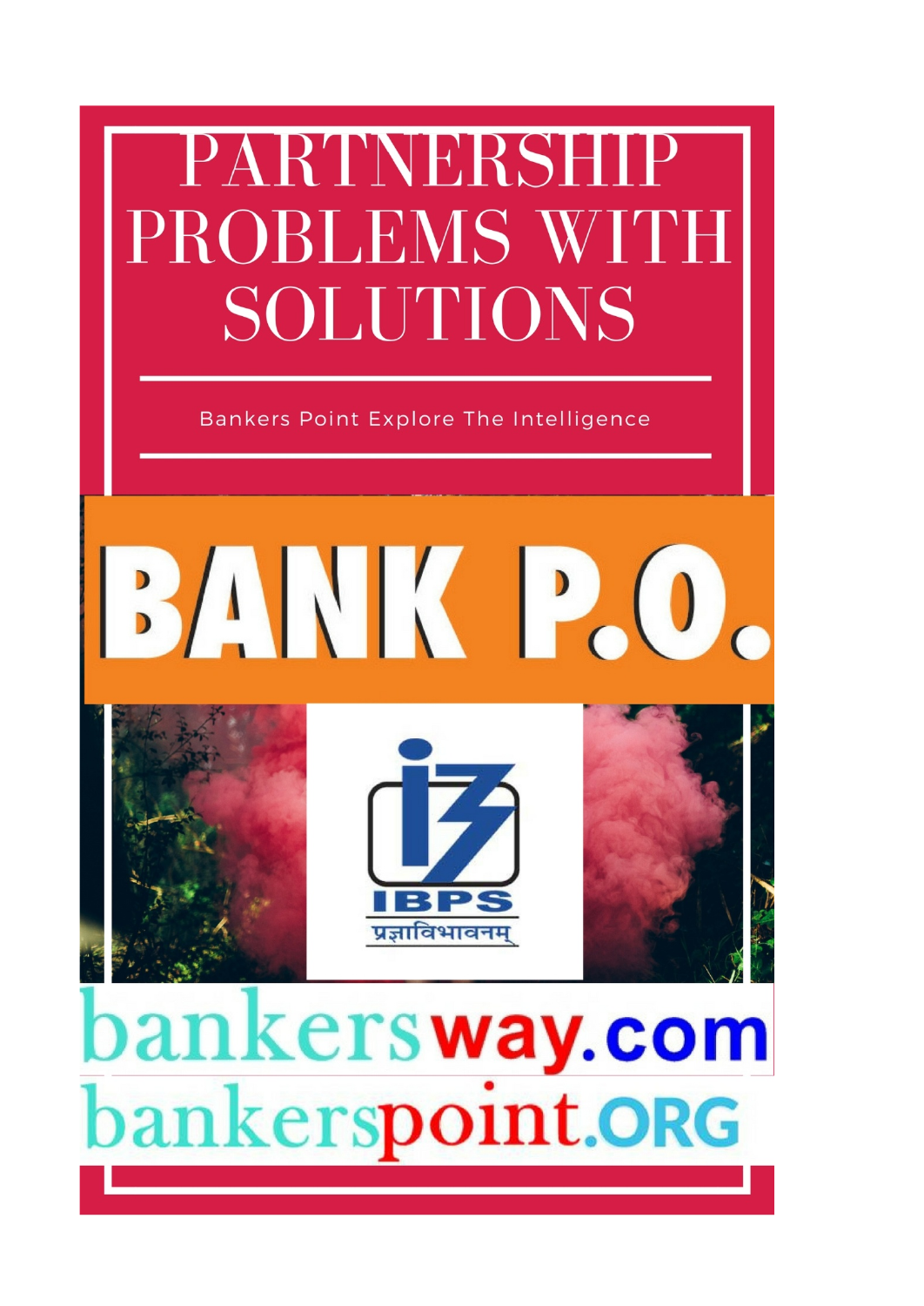# PARTNERSHIP PROBLEMS WITH SOLUTIONS

Bankers Point Explore The Intelligence

## BANK P.O.

IBPS

प्रज्ञाविभावनम्

bankersway.com

bankerspoint.ORG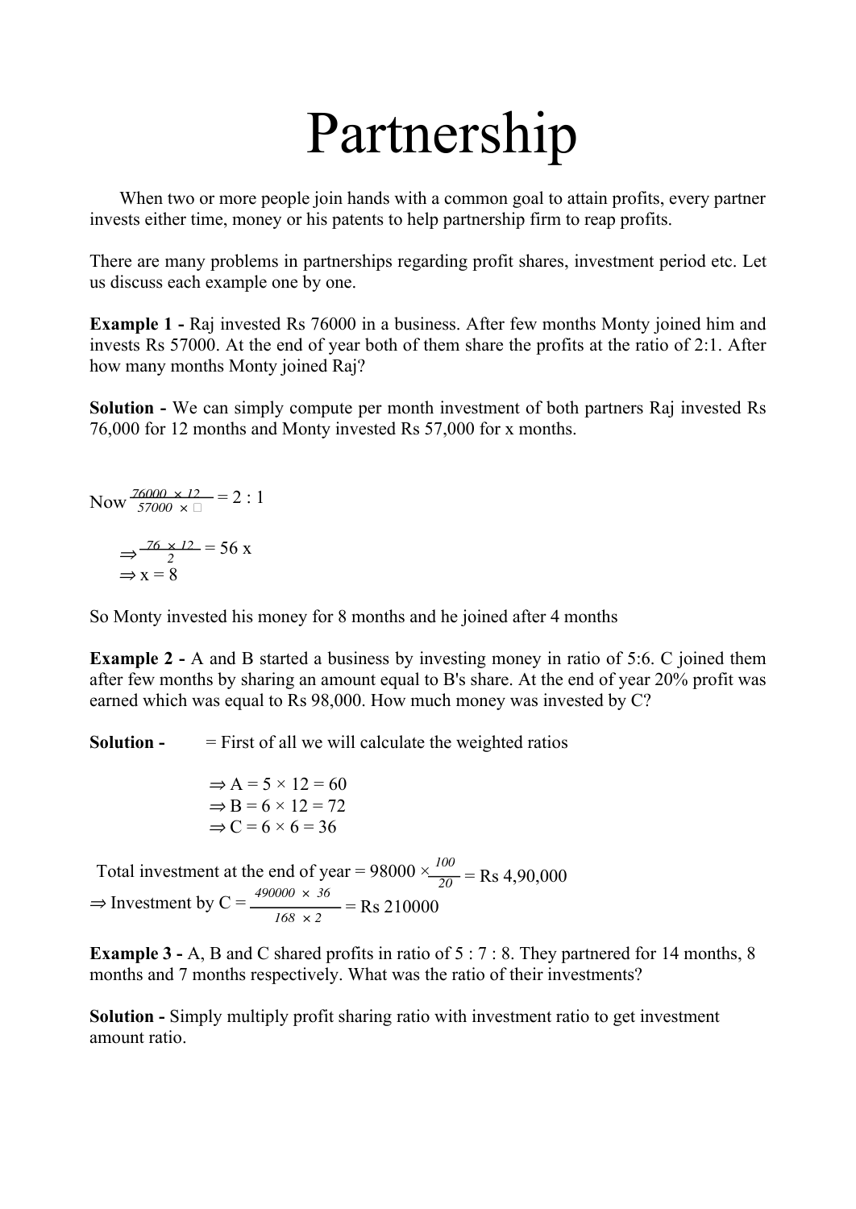# Partnership

When two or more people join hands with a common goal to attain profits, every partner invests either time, money or his patents to help partnership firm to reap profits.

There are many problems in partnerships regarding profit shares, investment period etc. Let us discuss each example one by one.

**Example 1 -** Raj invested Rs 76000 in a business. After few months Monty joined him and invests Rs 57000. At the end of year both of them share the profits at the ratio of 2:1. After how many months Monty joined Raj?

**Solution -** We can simply compute per month investment of both partners Raj invested Rs 76,000 for 12 months and Monty invested Rs 57,000 for x months.

Now $\frac{76000 \times 12}{57000 \times \square} = 2 : 1$

$\Rightarrow \frac{76 \times 12}{2} = 56\ x$

$\Rightarrow x = 8$

So Monty invested his money for 8 months and he joined after 4 months

**Example 2 -** A and B started a business by investing money in ratio of 5:6. C joined them after few months by sharing an amount equal to B's share. At the end of year 20% profit was earned which was equal to Rs 98,000. How much money was invested by C?

**Solution -** = First of all we will calculate the weighted ratios

$\Rightarrow A = 5 \times 12 = 60$

$\Rightarrow B = 6 \times 12 = 72$

$\Rightarrow C = 6 \times 6 = 36$

Total investment at the end of year = $98000 \times \frac{100}{20}$ = Rs 4,90,000

$\Rightarrow$ Investment by C = $\frac{490000 \times 36}{168 \times 2}$ = Rs 210000

**Example 3 -** A, B and C shared profits in ratio of 5 : 7 : 8. They partnered for 14 months, 8 months and 7 months respectively. What was the ratio of their investments?

**Solution -** Simply multiply profit sharing ratio with investment ratio to get investment amount ratio.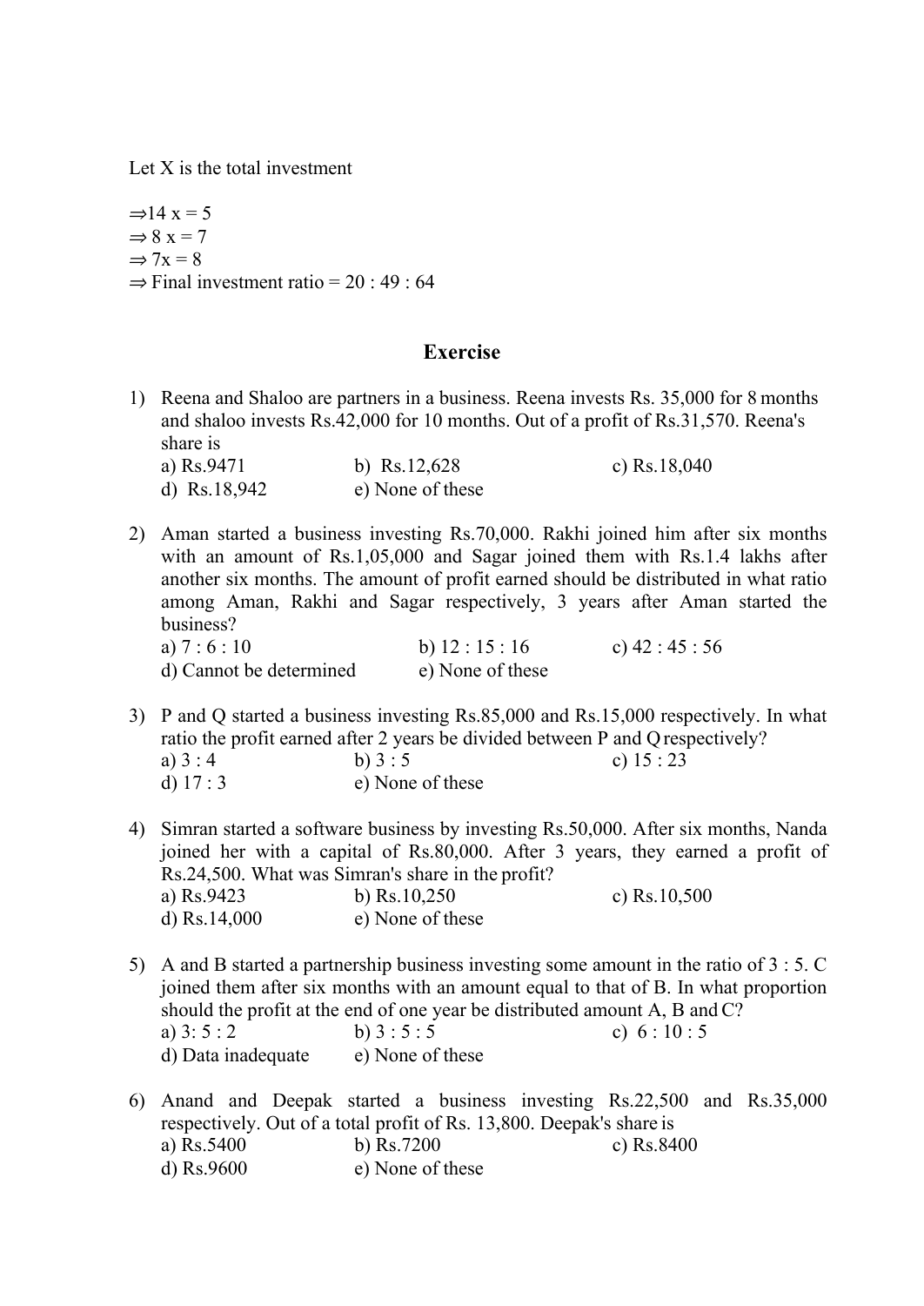Let X is the total investment

$\Rightarrow 14x = 5$
$\Rightarrow 8x = 7$
$\Rightarrow 7x = 8$
$\Rightarrow$ Final investment ratio = 20 : 49 : 64

## Exercise

1) Reena and Shaloo are partners in a business. Reena invests Rs. 35,000 for 8 months and shaloo invests Rs.42,000 for 10 months. Out of a profit of Rs.31,570. Reena's share is
   a) Rs.9471　　b) Rs.12,628　　c) Rs.18,040
   d) Rs.18,942　　e) None of these

2) Aman started a business investing Rs.70,000. Rakhi joined him after six months with an amount of Rs.1,05,000 and Sagar joined them with Rs.1.4 lakhs after another six months. The amount of profit earned should be distributed in what ratio among Aman, Rakhi and Sagar respectively, 3 years after Aman started the business?
   a) 7 : 6 : 10　　b) 12 : 15 : 16　　c) 42 : 45 : 56
   d) Cannot be determined　　e) None of these

3) P and Q started a business investing Rs.85,000 and Rs.15,000 respectively. In what ratio the profit earned after 2 years be divided between P and Q respectively?
   a) 3 : 4　　b) 3 : 5　　c) 15 : 23
   d) 17 : 3　　e) None of these

4) Simran started a software business by investing Rs.50,000. After six months, Nanda joined her with a capital of Rs.80,000. After 3 years, they earned a profit of Rs.24,500. What was Simran's share in the profit?
   a) Rs.9423　　b) Rs.10,250　　c) Rs.10,500
   d) Rs.14,000　　e) None of these

5) A and B started a partnership business investing some amount in the ratio of 3 : 5. C joined them after six months with an amount equal to that of B. In what proportion should the profit at the end of one year be distributed amount A, B and C?
   a) 3: 5 : 2　　b) 3 : 5 : 5　　c) 6 : 10 : 5
   d) Data inadequate　　e) None of these

6) Anand and Deepak started a business investing Rs.22,500 and Rs.35,000 respectively. Out of a total profit of Rs. 13,800. Deepak's share is
   a) Rs.5400　　b) Rs.7200　　c) Rs.8400
   d) Rs.9600　　e) None of these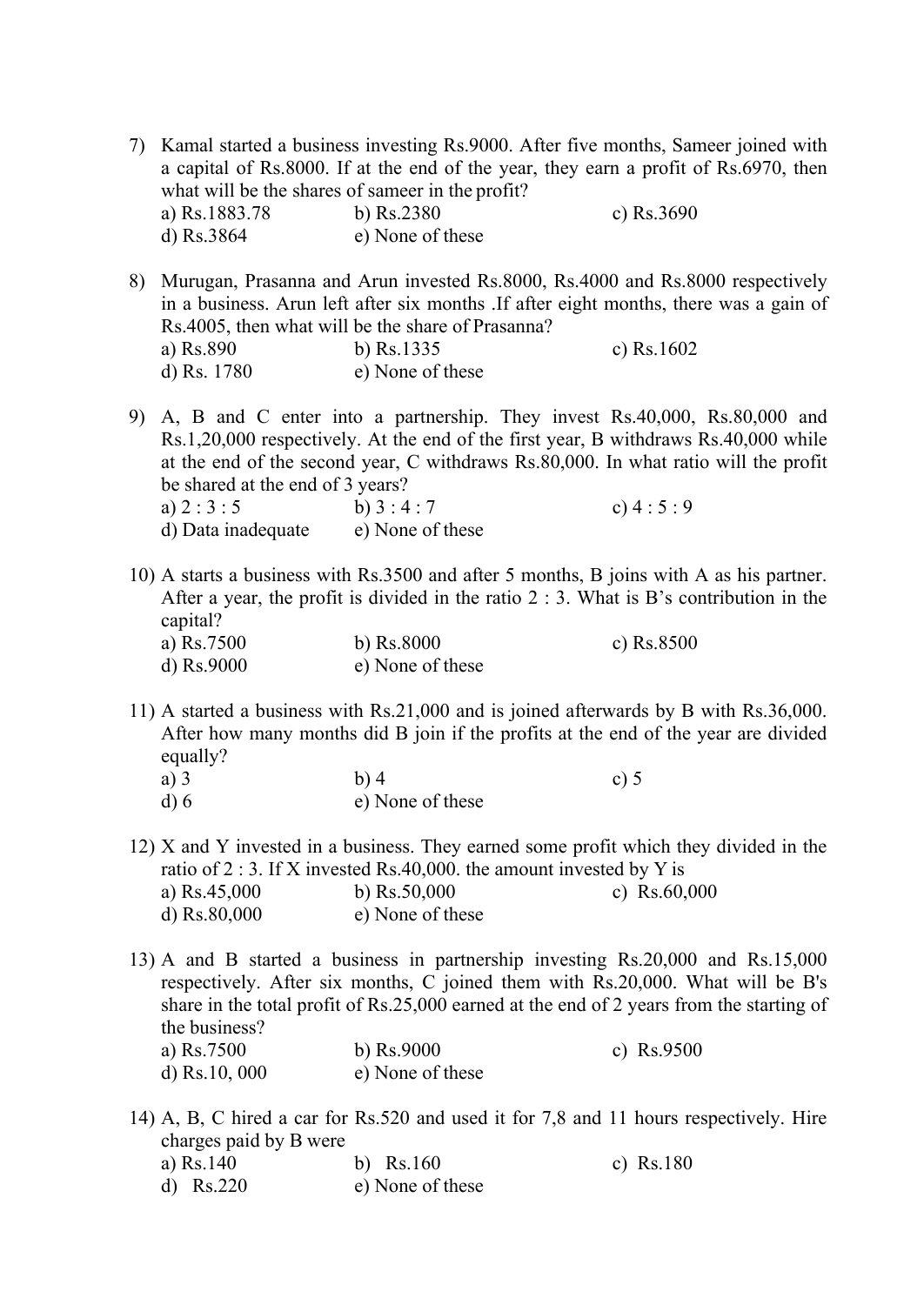7) Kamal started a business investing Rs.9000. After five months, Sameer joined with a capital of Rs.8000. If at the end of the year, they earn a profit of Rs.6970, then what will be the shares of sameer in the profit?

a) Rs.1883.78 b) Rs.2380 c) Rs.3690
d) Rs.3864 e) None of these

8) Murugan, Prasanna and Arun invested Rs.8000, Rs.4000 and Rs.8000 respectively in a business. Arun left after six months .If after eight months, there was a gain of Rs.4005, then what will be the share of Prasanna?

a) Rs.890 b) Rs.1335 c) Rs.1602
d) Rs. 1780 e) None of these

9) A, B and C enter into a partnership. They invest Rs.40,000, Rs.80,000 and Rs.1,20,000 respectively. At the end of the first year, B withdraws Rs.40,000 while at the end of the second year, C withdraws Rs.80,000. In what ratio will the profit be shared at the end of 3 years?

a) 2 : 3 : 5 b) 3 : 4 : 7 c) 4 : 5 : 9
d) Data inadequate e) None of these

10) A starts a business with Rs.3500 and after 5 months, B joins with A as his partner. After a year, the profit is divided in the ratio 2 : 3. What is B's contribution in the capital?

a) Rs.7500 b) Rs.8000 c) Rs.8500
d) Rs.9000 e) None of these

11) A started a business with Rs.21,000 and is joined afterwards by B with Rs.36,000. After how many months did B join if the profits at the end of the year are divided equally?

a) 3 b) 4 c) 5
d) 6 e) None of these

12) X and Y invested in a business. They earned some profit which they divided in the ratio of 2 : 3. If X invested Rs.40,000. the amount invested by Y is

a) Rs.45,000 b) Rs.50,000 c) Rs.60,000
d) Rs.80,000 e) None of these

13) A and B started a business in partnership investing Rs.20,000 and Rs.15,000 respectively. After six months, C joined them with Rs.20,000. What will be B's share in the total profit of Rs.25,000 earned at the end of 2 years from the starting of the business?

a) Rs.7500 b) Rs.9000 c) Rs.9500
d) Rs.10, 000 e) None of these

14) A, B, C hired a car for Rs.520 and used it for 7,8 and 11 hours respectively. Hire charges paid by B were

a) Rs.140 b) Rs.160 c) Rs.180
d) Rs.220 e) None of these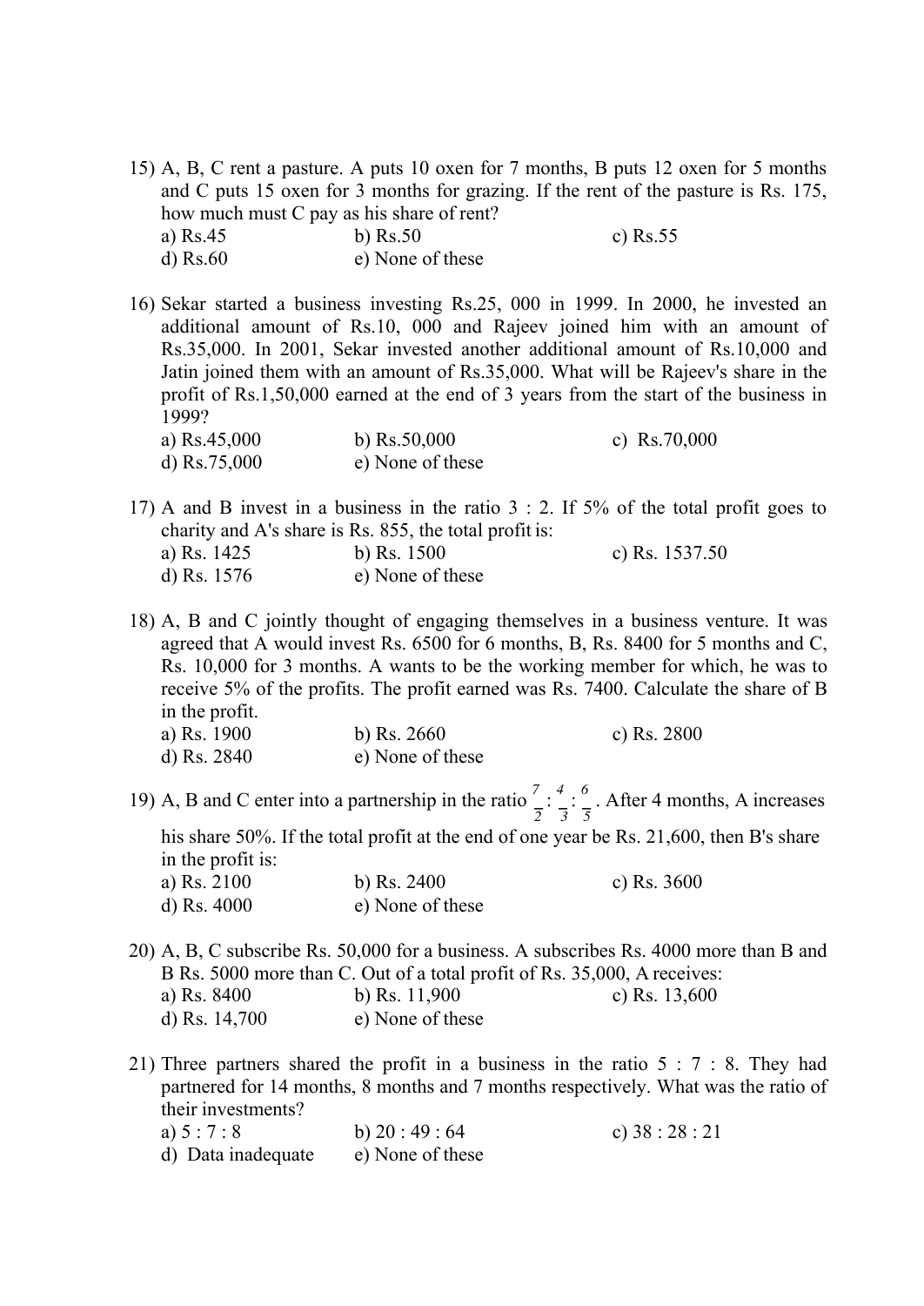15) A, B, C rent a pasture. A puts 10 oxen for 7 months, B puts 12 oxen for 5 months and C puts 15 oxen for 3 months for grazing. If the rent of the pasture is Rs. 175, how much must C pay as his share of rent?
a) Rs.45 b) Rs.50 c) Rs.55
d) Rs.60 e) None of these

16) Sekar started a business investing Rs.25, 000 in 1999. In 2000, he invested an additional amount of Rs.10, 000 and Rajeev joined him with an amount of Rs.35,000. In 2001, Sekar invested another additional amount of Rs.10,000 and Jatin joined them with an amount of Rs.35,000. What will be Rajeev's share in the profit of Rs.1,50,000 earned at the end of 3 years from the start of the business in 1999?
a) Rs.45,000 b) Rs.50,000 c) Rs.70,000
d) Rs.75,000 e) None of these

17) A and B invest in a business in the ratio 3 : 2. If 5% of the total profit goes to charity and A's share is Rs. 855, the total profit is:
a) Rs. 1425 b) Rs. 1500 c) Rs. 1537.50
d) Rs. 1576 e) None of these

18) A, B and C jointly thought of engaging themselves in a business venture. It was agreed that A would invest Rs. 6500 for 6 months, B, Rs. 8400 for 5 months and C, Rs. 10,000 for 3 months. A wants to be the working member for which, he was to receive 5% of the profits. The profit earned was Rs. 7400. Calculate the share of B in the profit.
a) Rs. 1900 b) Rs. 2660 c) Rs. 2800
d) Rs. 2840 e) None of these

19) A, B and C enter into a partnership in the ratio $\frac{7}{2} : \frac{4}{3} : \frac{6}{5}$. After 4 months, A increases his share 50%. If the total profit at the end of one year be Rs. 21,600, then B's share in the profit is:
a) Rs. 2100 b) Rs. 2400 c) Rs. 3600
d) Rs. 4000 e) None of these

20) A, B, C subscribe Rs. 50,000 for a business. A subscribes Rs. 4000 more than B and B Rs. 5000 more than C. Out of a total profit of Rs. 35,000, A receives:
a) Rs. 8400 b) Rs. 11,900 c) Rs. 13,600
d) Rs. 14,700 e) None of these

21) Three partners shared the profit in a business in the ratio 5 : 7 : 8. They had partnered for 14 months, 8 months and 7 months respectively. What was the ratio of their investments?
a) 5 : 7 : 8 b) 20 : 49 : 64 c) 38 : 28 : 21
d) Data inadequate e) None of these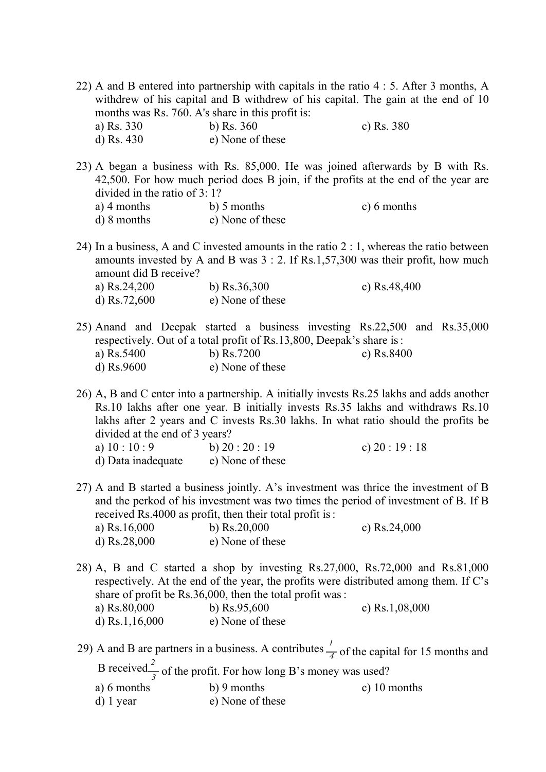22) A and B entered into partnership with capitals in the ratio 4 : 5. After 3 months, A withdrew of his capital and B withdrew of his capital. The gain at the end of 10 months was Rs. 760. A's share in this profit is:

a) Rs. 330 b) Rs. 360 c) Rs. 380
d) Rs. 430 e) None of these

23) A began a business with Rs. 85,000. He was joined afterwards by B with Rs. 42,500. For how much period does B join, if the profits at the end of the year are divided in the ratio of 3: 1?

a) 4 months b) 5 months c) 6 months
d) 8 months e) None of these

24) In a business, A and C invested amounts in the ratio 2 : 1, whereas the ratio between amounts invested by A and B was 3 : 2. If Rs.1,57,300 was their profit, how much amount did B receive?

a) Rs.24,200 b) Rs.36,300 c) Rs.48,400
d) Rs.72,600 e) None of these

25) Anand and Deepak started a business investing Rs.22,500 and Rs.35,000 respectively. Out of a total profit of Rs.13,800, Deepak's share is :

a) Rs.5400 b) Rs.7200 c) Rs.8400
d) Rs.9600 e) None of these

26) A, B and C enter into a partnership. A initially invests Rs.25 lakhs and adds another Rs.10 lakhs after one year. B initially invests Rs.35 lakhs and withdraws Rs.10 lakhs after 2 years and C invests Rs.30 lakhs. In what ratio should the profits be divided at the end of 3 years?

a) 10 : 10 : 9 b) 20 : 20 : 19 c) 20 : 19 : 18
d) Data inadequate e) None of these

27) A and B started a business jointly. A's investment was thrice the investment of B and the perkod of his investment was two times the period of investment of B. If B received Rs.4000 as profit, then their total profit is :

a) Rs.16,000 b) Rs.20,000 c) Rs.24,000
d) Rs.28,000 e) None of these

28) A, B and C started a shop by investing Rs.27,000, Rs.72,000 and Rs.81,000 respectively. At the end of the year, the profits were distributed among them. If C's share of profit be Rs.36,000, then the total profit was :

a) Rs.80,000 b) Rs.95,600 c) Rs.1,08,000
d) Rs.1,16,000 e) None of these

29) A and B are partners in a business. A contributes $\frac{1}{4}$ of the capital for 15 months and B received $\frac{2}{3}$ of the profit. For how long B's money was used?

a) 6 months b) 9 months c) 10 months
d) 1 year e) None of these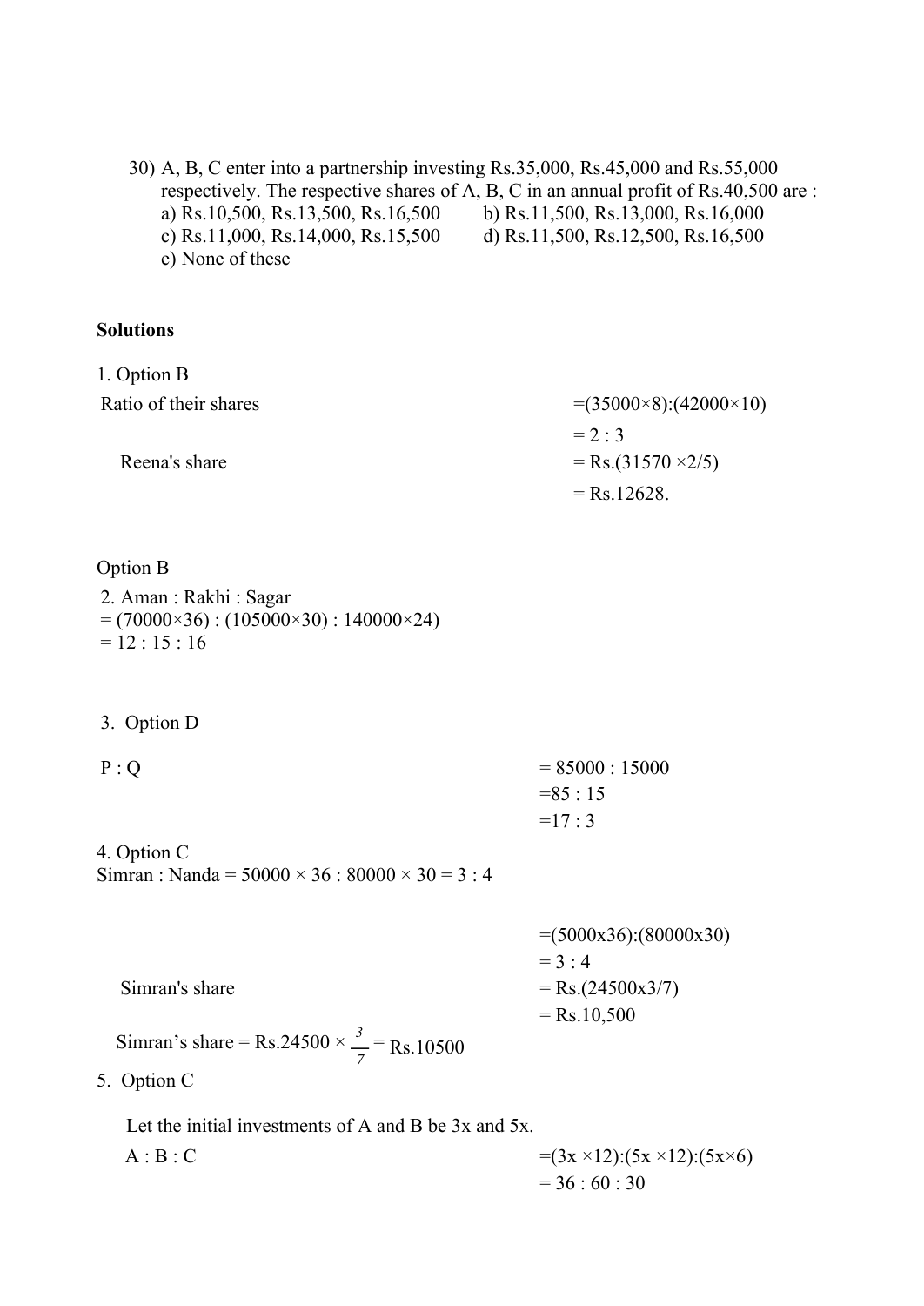30) A, B, C enter into a partnership investing Rs.35,000, Rs.45,000 and Rs.55,000 respectively. The respective shares of A, B, C in an annual profit of Rs.40,500 are :

a) Rs.10,500, Rs.13,500, Rs.16,500
b) Rs.11,500, Rs.13,000, Rs.16,000
c) Rs.11,000, Rs.14,000, Rs.15,500
d) Rs.11,500, Rs.12,500, Rs.16,500
e) None of these

**Solutions**

1. Option B

Ratio of their shares =(35000×8):(42000×10)

= 2 : 3

Reena's share = Rs.(31570 ×2/5)

= Rs.12628.

Option B

2. Aman : Rakhi : Sagar
= (70000×36) : (105000×30) : 140000×24)
= 12 : 15 : 16

3. Option D

P : Q = 85000 : 15000

=85 : 15

=17 : 3

4. Option C

Simran : Nanda = 50000 × 36 : 80000 × 30 = 3 : 4

=(5000x36):(80000x30)

= 3 : 4

Simran's share = Rs.(24500x3/7)

= Rs.10,500

Simran's share = Rs.24500 × $\frac{3}{7}$ = Rs.10500

5. Option C

Let the initial investments of A and B be 3x and 5x.

A : B : C =(3x ×12):(5x ×12):(5x×6)

= 36 : 60 : 30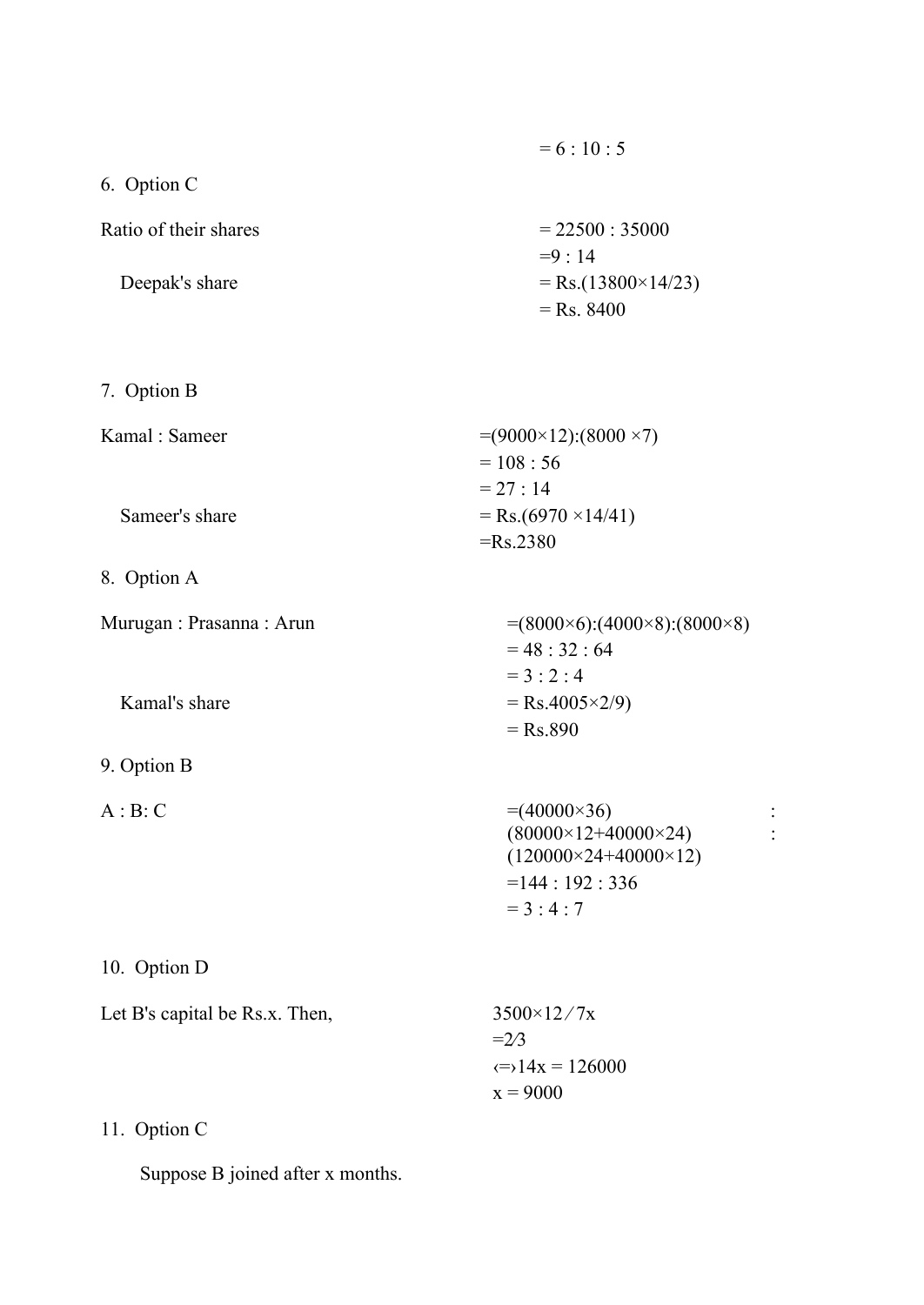= 6 : 10 : 5

6. Option C

Ratio of their shares = 22500 : 35000

=9 : 14

Deepak's share = Rs.(13800×14/23)

= Rs. 8400

7. Option B

Kamal : Sameer =(9000×12):(8000 ×7)

= 108 : 56

= 27 : 14

Sameer's share = Rs.(6970 ×14/41)

=Rs.2380

8. Option A

Murugan : Prasanna : Arun =(8000×6):(4000×8):(8000×8)

= 48 : 32 : 64

= 3 : 2 : 4

Kamal's share = Rs.4005×2/9)

= Rs.890

9. Option B

A : B: C =(40000×36) : (80000×12+40000×24) : (120000×24+40000×12)

=144 : 192 : 336

= 3 : 4 : 7

10. Option D

Let B's capital be Rs.x. Then, 3500×12 ⁄ 7x =2⁄3

‹=›14x = 126000

x = 9000

11. Option C

Suppose B joined after x months.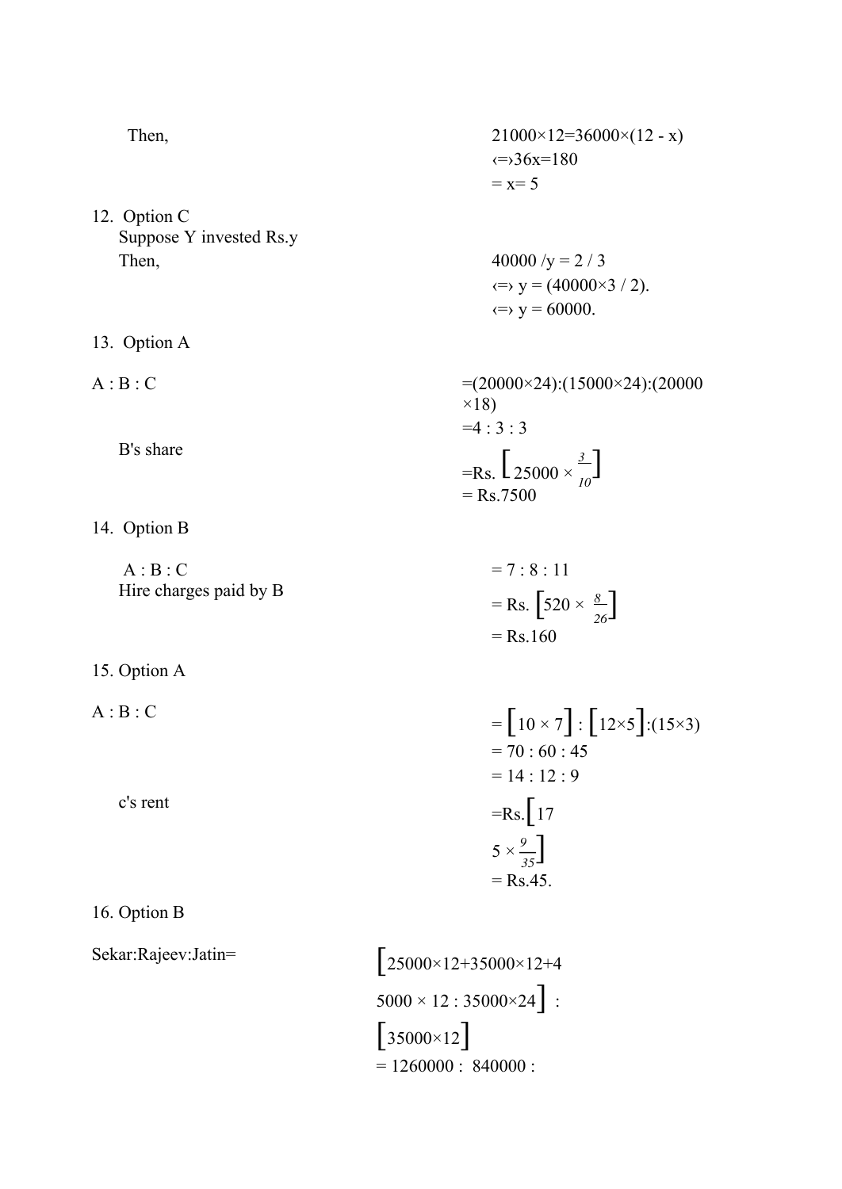Then, $21000 \times 12 = 36000 \times (12 - x)$

$\Leftrightarrow 36x = 180$

$= x = 5$

12. Option C

Suppose Y invested Rs.y

Then, $40000 / y = 2 / 3$

$\Leftrightarrow y = (40000 \times 3 / 2)$.

$\Leftrightarrow y = 60000$.

13. Option A

A : B : C $= (20000 \times 24) : (15000 \times 24) : (20000 \times 18)$

$= 4 : 3 : 3$

B's share $= \text{Rs.} \left[25000 \times \frac{3}{10}\right]$

= Rs.7500

14. Option B

A : B : C $= 7 : 8 : 11$

Hire charges paid by B $= \text{Rs.} \left[520 \times \frac{8}{26}\right]$

= Rs.160

15. Option A

A : B : C $= \left[10 \times 7\right] : \left[12 \times 5\right] : (15 \times 3)$

$= 70 : 60 : 45$

$= 14 : 12 : 9$

c's rent $= \text{Rs.} \left[175 \times \frac{9}{35}\right]$

= Rs.45.

16. Option B

Sekar:Rajeev:Jatin= $\left[25000 \times 12 + 35000 \times 12 + 45000 \times 12 : 35000 \times 24\right] : \left[35000 \times 12\right]$

$= 1260000 : 840000 :$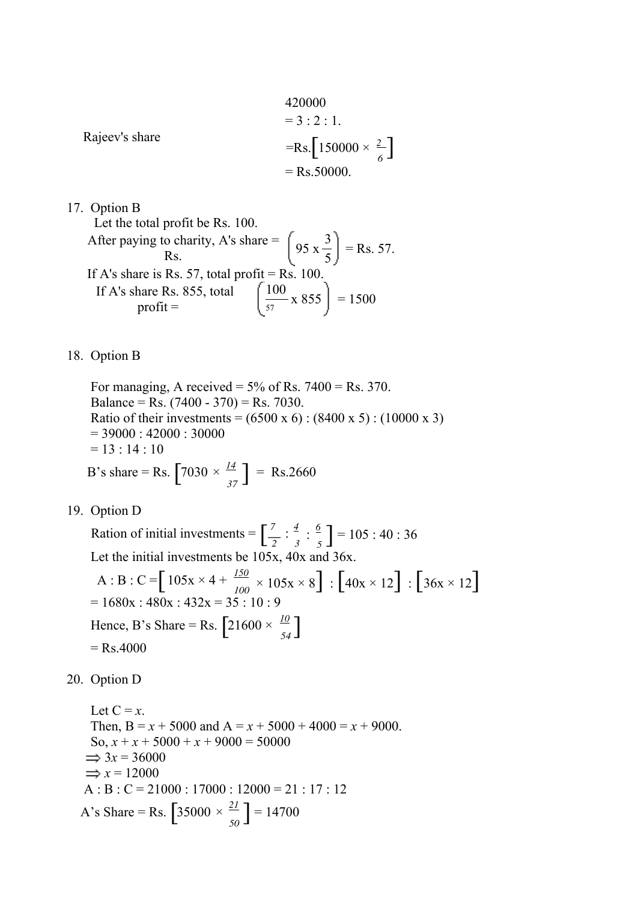420000
= 3 : 2 : 1.

Rajeev's share =Rs.$\left[150000 \times \frac{2}{6}\right]$
= Rs.50000.

17. Option B

Let the total profit be Rs. 100.

After paying to charity, A's share = Rs. $\left(95 \text{ x } \frac{3}{5}\right)$ = Rs. 57.

If A's share is Rs. 57, total profit = Rs. 100.

If A's share Rs. 855, total profit = $\left(\frac{100}{57} \text{ x } 855\right)$ = 1500

18. Option B

For managing, A received = 5% of Rs. 7400 = Rs. 370.
Balance = Rs. (7400 - 370) = Rs. 7030.
Ratio of their investments = (6500 x 6) : (8400 x 5) : (10000 x 3)
= 39000 : 42000 : 30000
= 13 : 14 : 10

B's share = Rs. $\left[7030 \times \frac{14}{37}\right]$ = Rs.2660

19. Option D

Ration of initial investments = $\left[\frac{7}{2} : \frac{4}{3} : \frac{6}{5}\right]$ = 105 : 40 : 36

Let the initial investments be 105x, 40x and 36x.

A : B : C = $\left[105x \times 4 + \frac{150}{100} \times 105x \times 8\right] : \left[40x \times 12\right] : \left[36x \times 12\right]$

= 1680x : 480x : 432x = 35 : 10 : 9

Hence, B's Share = Rs. $\left[21600 \times \frac{10}{54}\right]$

= Rs.4000

20. Option D

Let C = $x$.
Then, B = $x$ + 5000 and A = $x$ + 5000 + 4000 = $x$ + 9000.
So, $x + x + 5000 + x + 9000 = 50000$
$\Rightarrow 3x = 36000$
$\Rightarrow x = 12000$

A : B : C = 21000 : 17000 : 12000 = 21 : 17 : 12

A's Share = Rs. $\left[35000 \times \frac{21}{50}\right]$ = 14700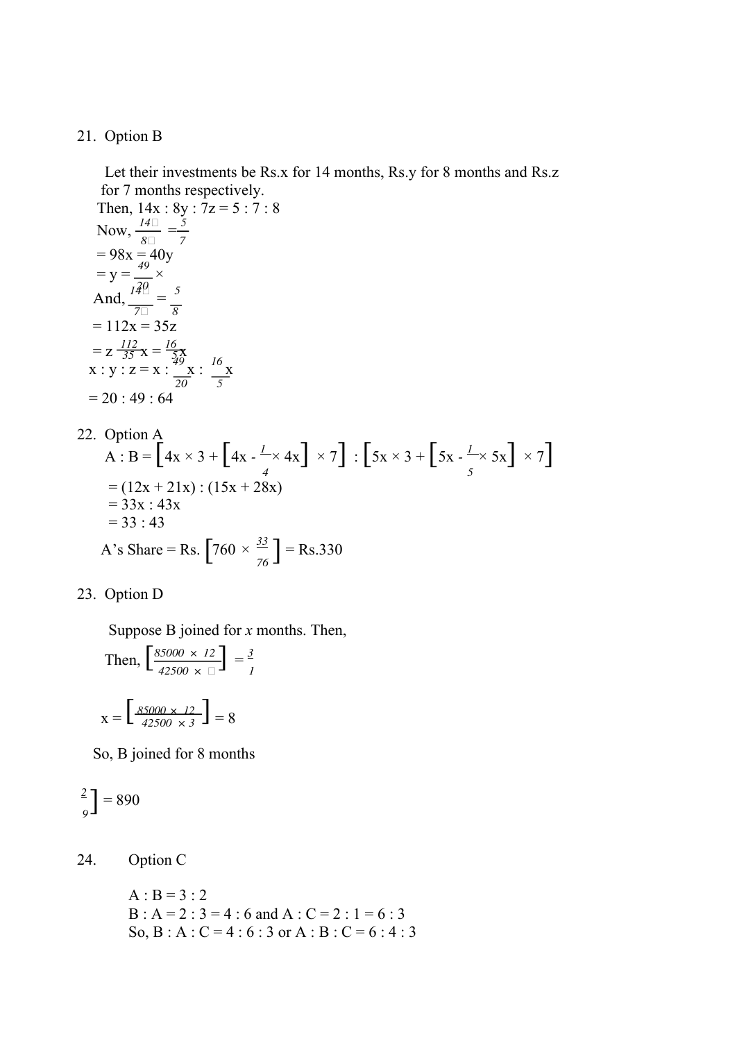21. Option B

Let their investments be Rs.x for 14 months, Rs.y for 8 months and Rs.z for 7 months respectively.

Then, 14x : 8y : 7z = 5 : 7 : 8

Now, $\frac{14x}{8y} = \frac{5}{7}$

= 98x = 40y

= y = $\frac{49}{20}$ ×

And, $\frac{14x}{7z} = \frac{5}{8}$

= 112x = 35z

= z $\frac{112}{35}$ x = $\frac{16}{5}$x

x : y : z = x : $\frac{49}{20}$x : $\frac{16}{5}$x

= 20 : 49 : 64

22. Option A

A : B = $\left[4x \times 3 + \left[4x - \frac{1}{4} \times 4x\right] \times 7\right] : \left[5x \times 3 + \left[5x - \frac{1}{5} \times 5x\right] \times 7\right]$

= (12x + 21x) : (15x + 28x)

= 33x : 43x

= 33 : 43

A's Share = Rs. $\left[760 \times \frac{33}{76}\right]$ = Rs.330

23. Option D

Suppose B joined for *x* months. Then,

Then, $\left[\frac{85000 \times 12}{42500 \times x}\right] = \frac{3}{1}$

x = $\left[\frac{85000 \times 12}{42500 \times 3}\right]$ = 8

So, B joined for 8 months

$\frac{2}{9}\Big]$ = 890

24. Option C

A : B = 3 : 2

B : A = 2 : 3 = 4 : 6 and A : C = 2 : 1 = 6 : 3

So, B : A : C = 4 : 6 : 3 or A : B : C = 6 : 4 : 3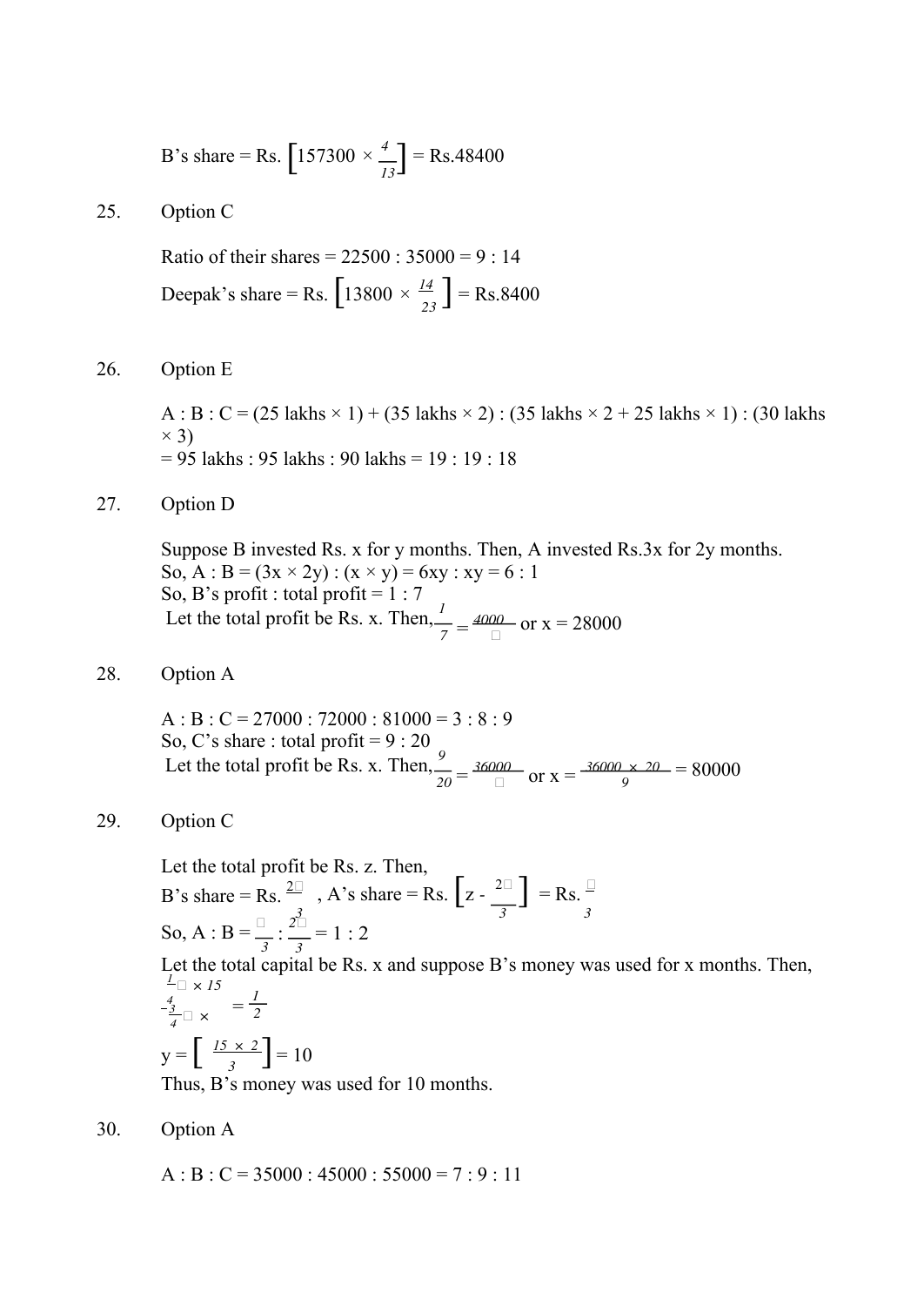B's share = Rs. $\left[157300 \times \frac{4}{13}\right]$ = Rs.48400

25. Option C

Ratio of their shares = 22500 : 35000 = 9 : 14

Deepak's share = Rs. $\left[13800 \times \frac{14}{23}\right]$ = Rs.8400

26. Option E

A : B : C = (25 lakhs × 1) + (35 lakhs × 2) : (35 lakhs × 2 + 25 lakhs × 1) : (30 lakhs × 3)
= 95 lakhs : 95 lakhs : 90 lakhs = 19 : 19 : 18

27. Option D

Suppose B invested Rs. x for y months. Then, A invested Rs.3x for 2y months.
So, A : B = (3x × 2y) : (x × y) = 6xy : xy = 6 : 1
So, B's profit : total profit = 1 : 7
Let the total profit be Rs. x. Then, $\frac{1}{7} = \frac{4000}{x}$ or x = 28000

28. Option A

A : B : C = 27000 : 72000 : 81000 = 3 : 8 : 9
So, C's share : total profit = 9 : 20
Let the total profit be Rs. x. Then, $\frac{9}{20} = \frac{36000}{x}$ or x = $\frac{36000 \times 20}{9}$ = 80000

29. Option C

Let the total profit be Rs. z. Then,
B's share = Rs. $\frac{2z}{3}$, A's share = Rs. $\left[z - \frac{2z}{3}\right]$ = Rs. $\frac{z}{3}$
So, A : B = $\frac{z}{3} : \frac{2z}{3}$ = 1 : 2
Let the total capital be Rs. x and suppose B's money was used for x months. Then,
$\frac{\frac{1}{4}x \times 15}{\frac{3}{4}x \times y} = \frac{1}{2}$
y = $\left[\frac{15 \times 2}{3}\right]$ = 10
Thus, B's money was used for 10 months.

30. Option A

A : B : C = 35000 : 45000 : 55000 = 7 : 9 : 11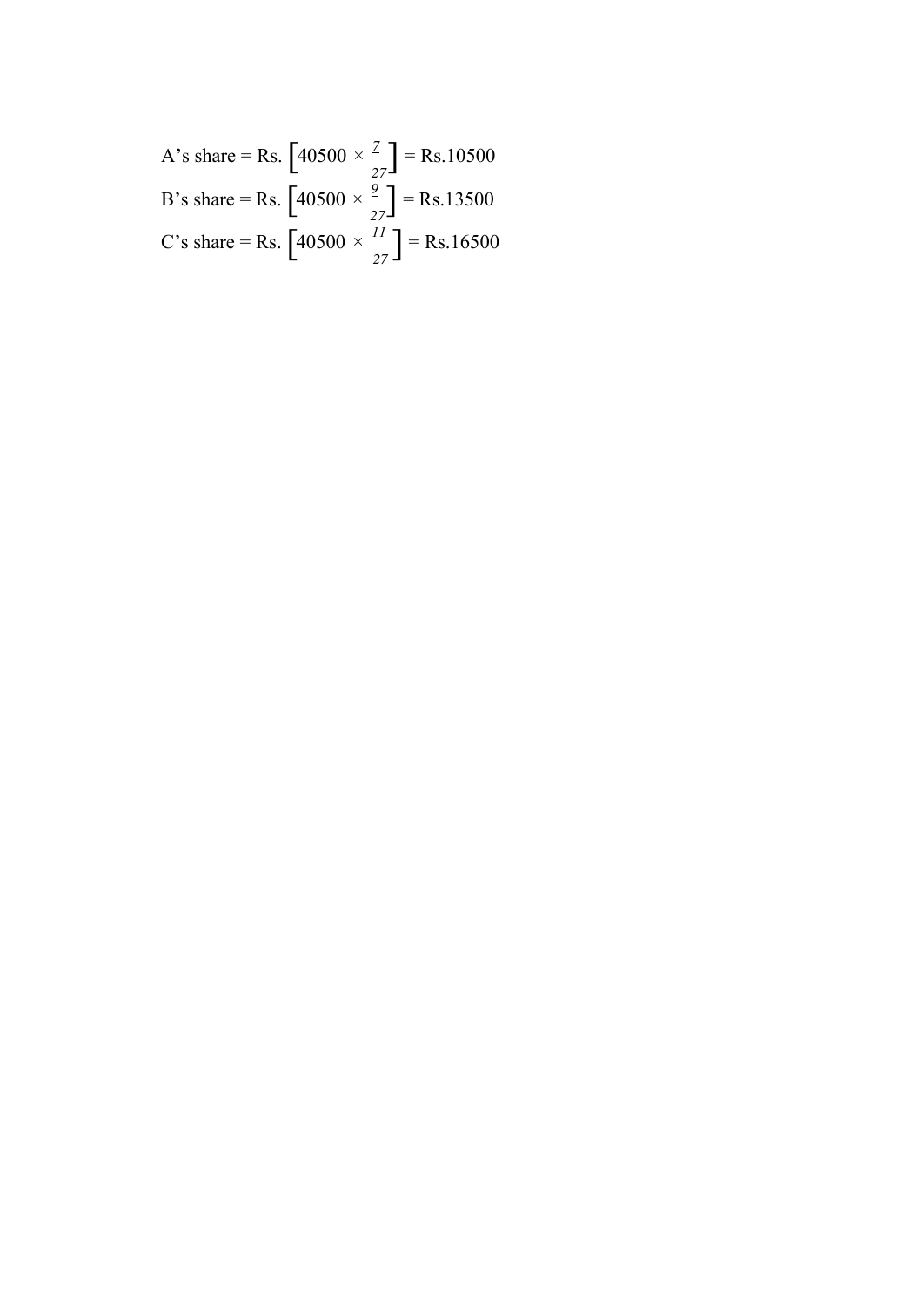A's share = Rs. $\left[40500 \times \frac{7}{27}\right]$ = Rs.10500

B's share = Rs. $\left[40500 \times \frac{9}{27}\right]$ = Rs.13500

C's share = Rs. $\left[40500 \times \frac{11}{27}\right]$ = Rs.16500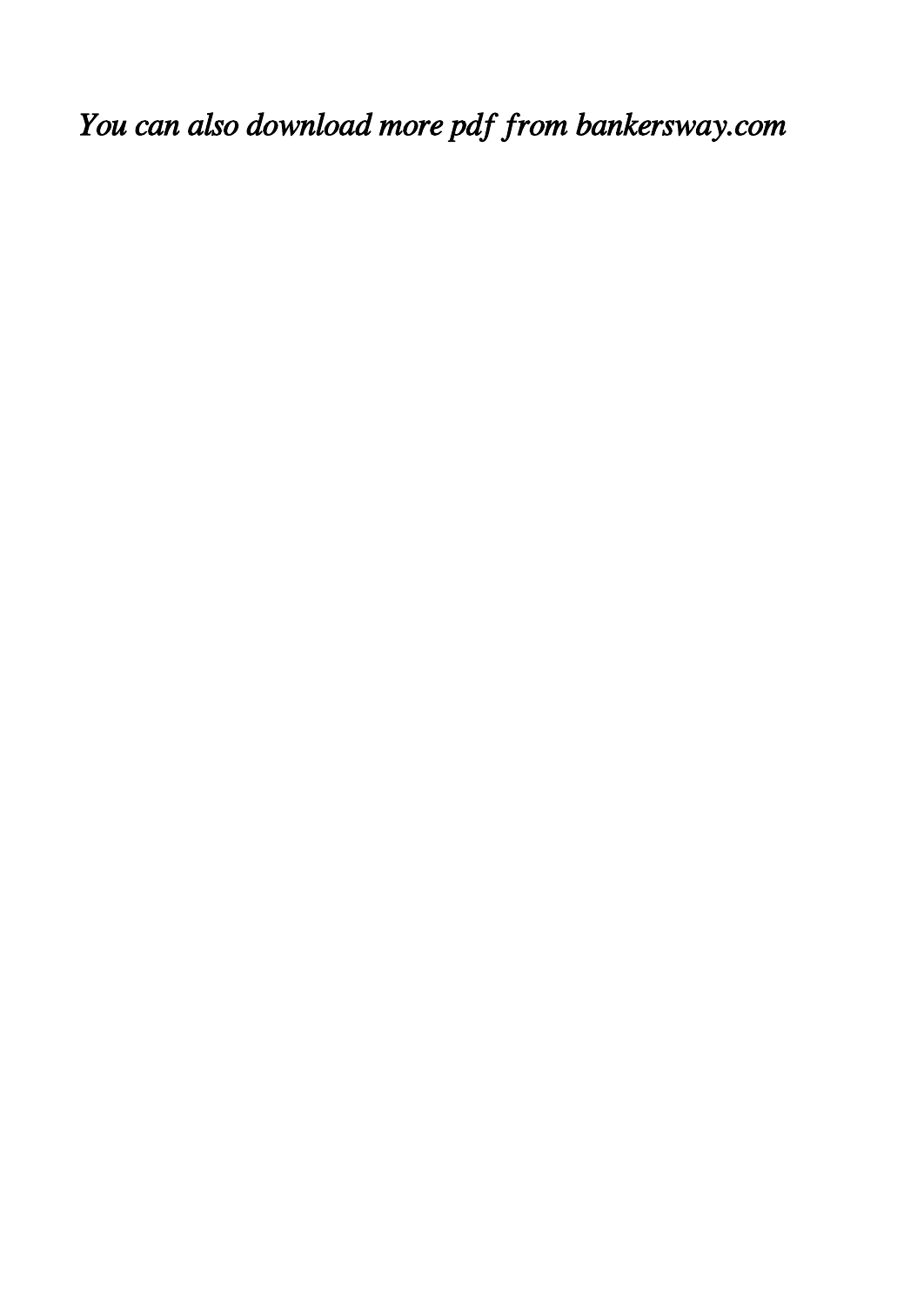*You can also download more pdf from bankersway.com*